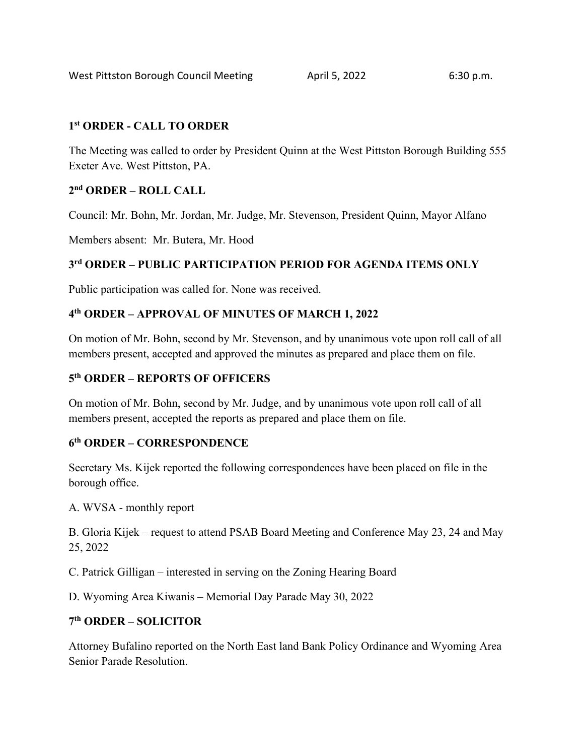West Pittston Borough Council Meeting April 5, 2022 6:30 p.m.

## 1st ORDER - CALL TO ORDER

The Meeting was called to order by President Quinn at the West Pittston Borough Building 555 Exeter Ave. West Pittston, PA.

## 2nd ORDER – ROLL CALL

Council: Mr. Bohn, Mr. Jordan, Mr. Judge, Mr. Stevenson, President Quinn, Mayor Alfano

Members absent: Mr. Butera, Mr. Hood

## 3rd ORDER – PUBLIC PARTICIPATION PERIOD FOR AGENDA ITEMS ONLY

Public participation was called for. None was received.

## 4th ORDER – APPROVAL OF MINUTES OF MARCH 1, 2022

On motion of Mr. Bohn, second by Mr. Stevenson, and by unanimous vote upon roll call of all members present, accepted and approved the minutes as prepared and place them on file.

## 5th ORDER – REPORTS OF OFFICERS

On motion of Mr. Bohn, second by Mr. Judge, and by unanimous vote upon roll call of all members present, accepted the reports as prepared and place them on file.

## 6th ORDER – CORRESPONDENCE

Secretary Ms. Kijek reported the following correspondences have been placed on file in the borough office.

A. WVSA - monthly report

B. Gloria Kijek – request to attend PSAB Board Meeting and Conference May 23, 24 and May 25, 2022

C. Patrick Gilligan – interested in serving on the Zoning Hearing Board

D. Wyoming Area Kiwanis – Memorial Day Parade May 30, 2022

## 7th ORDER – SOLICITOR

Attorney Bufalino reported on the North East land Bank Policy Ordinance and Wyoming Area Senior Parade Resolution.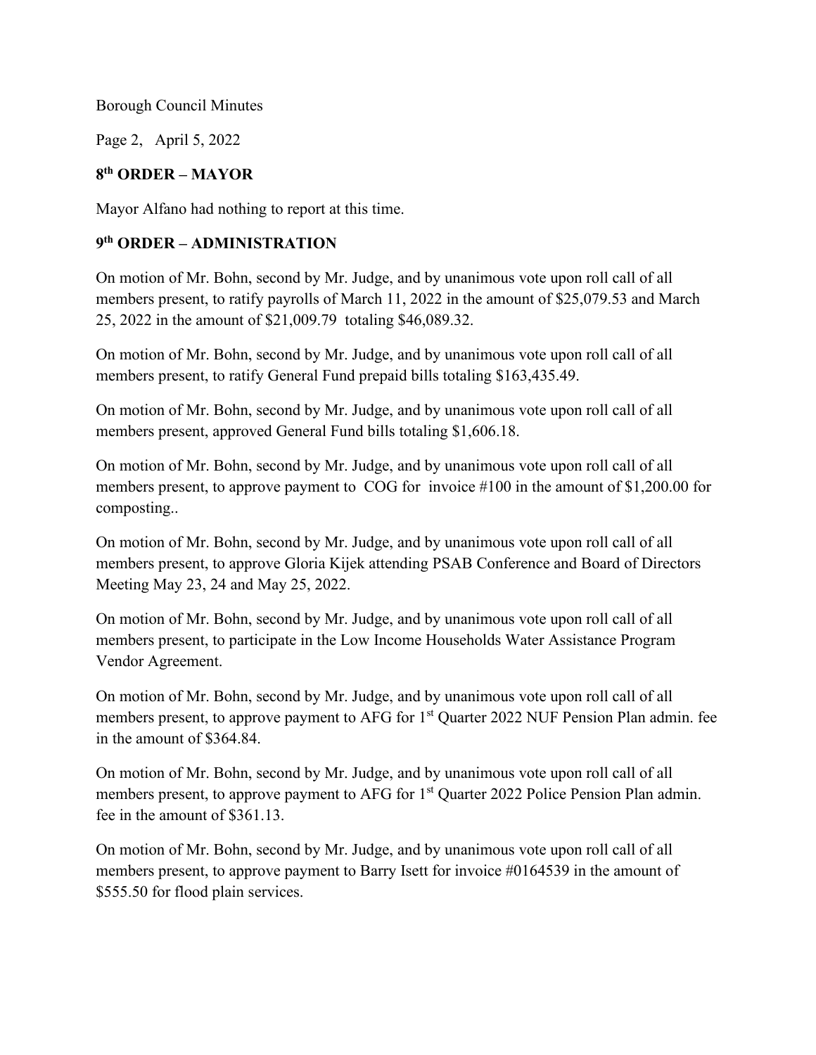Borough Council Minutes

Page 2, April 5, 2022

## 8th ORDER – MAYOR

Mayor Alfano had nothing to report at this time.

## 9th ORDER – ADMINISTRATION

On motion of Mr. Bohn, second by Mr. Judge, and by unanimous vote upon roll call of all members present, to ratify payrolls of March 11, 2022 in the amount of $25,079.53 and March 25, 2022 in the amount of $21,009.79 totaling $46,089.32.

On motion of Mr. Bohn, second by Mr. Judge, and by unanimous vote upon roll call of all members present, to ratify General Fund prepaid bills totaling $163,435.49.

On motion of Mr. Bohn, second by Mr. Judge, and by unanimous vote upon roll call of all members present, approved General Fund bills totaling $1,606.18.

On motion of Mr. Bohn, second by Mr. Judge, and by unanimous vote upon roll call of all members present, to approve payment to COG for invoice #100 in the amount of $1,200.00 for composting..

On motion of Mr. Bohn, second by Mr. Judge, and by unanimous vote upon roll call of all members present, to approve Gloria Kijek attending PSAB Conference and Board of Directors Meeting May 23, 24 and May 25, 2022.

On motion of Mr. Bohn, second by Mr. Judge, and by unanimous vote upon roll call of all members present, to participate in the Low Income Households Water Assistance Program Vendor Agreement.

On motion of Mr. Bohn, second by Mr. Judge, and by unanimous vote upon roll call of all members present, to approve payment to AFG for 1st Quarter 2022 NUF Pension Plan admin. fee in the amount of $364.84.

On motion of Mr. Bohn, second by Mr. Judge, and by unanimous vote upon roll call of all members present, to approve payment to AFG for 1st Quarter 2022 Police Pension Plan admin. fee in the amount of $361.13.

On motion of Mr. Bohn, second by Mr. Judge, and by unanimous vote upon roll call of all members present, to approve payment to Barry Isett for invoice #0164539 in the amount of $555.50 for flood plain services.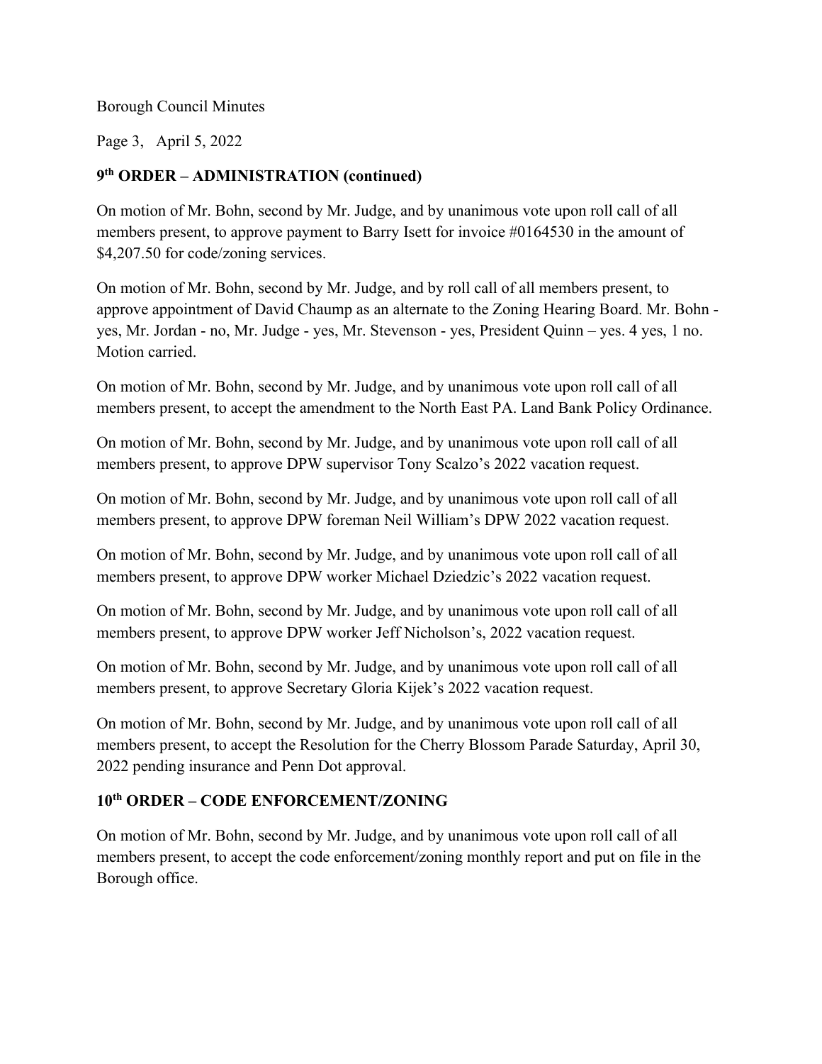## 9th ORDER – ADMINISTRATION (continued)

On motion of Mr. Bohn, second by Mr. Judge, and by unanimous vote upon roll call of all members present, to approve payment to Barry Isett for invoice #0164530 in the amount of $4,207.50 for code/zoning services.

On motion of Mr. Bohn, second by Mr. Judge, and by roll call of all members present, to approve appointment of David Chaump as an alternate to the Zoning Hearing Board. Mr. Bohn - yes, Mr. Jordan - no, Mr. Judge - yes, Mr. Stevenson - yes, President Quinn – yes. 4 yes, 1 no. Motion carried.

On motion of Mr. Bohn, second by Mr. Judge, and by unanimous vote upon roll call of all members present, to accept the amendment to the North East PA. Land Bank Policy Ordinance.

On motion of Mr. Bohn, second by Mr. Judge, and by unanimous vote upon roll call of all members present, to approve DPW supervisor Tony Scalzo's 2022 vacation request.

On motion of Mr. Bohn, second by Mr. Judge, and by unanimous vote upon roll call of all members present, to approve DPW foreman Neil William's DPW 2022 vacation request.

On motion of Mr. Bohn, second by Mr. Judge, and by unanimous vote upon roll call of all members present, to approve DPW worker Michael Dziedzic's 2022 vacation request.

On motion of Mr. Bohn, second by Mr. Judge, and by unanimous vote upon roll call of all members present, to approve DPW worker Jeff Nicholson's, 2022 vacation request.

On motion of Mr. Bohn, second by Mr. Judge, and by unanimous vote upon roll call of all members present, to approve Secretary Gloria Kijek's 2022 vacation request.

On motion of Mr. Bohn, second by Mr. Judge, and by unanimous vote upon roll call of all members present, to accept the Resolution for the Cherry Blossom Parade Saturday, April 30, 2022 pending insurance and Penn Dot approval.

## 10th ORDER – CODE ENFORCEMENT/ZONING

On motion of Mr. Bohn, second by Mr. Judge, and by unanimous vote upon roll call of all members present, to accept the code enforcement/zoning monthly report and put on file in the Borough office.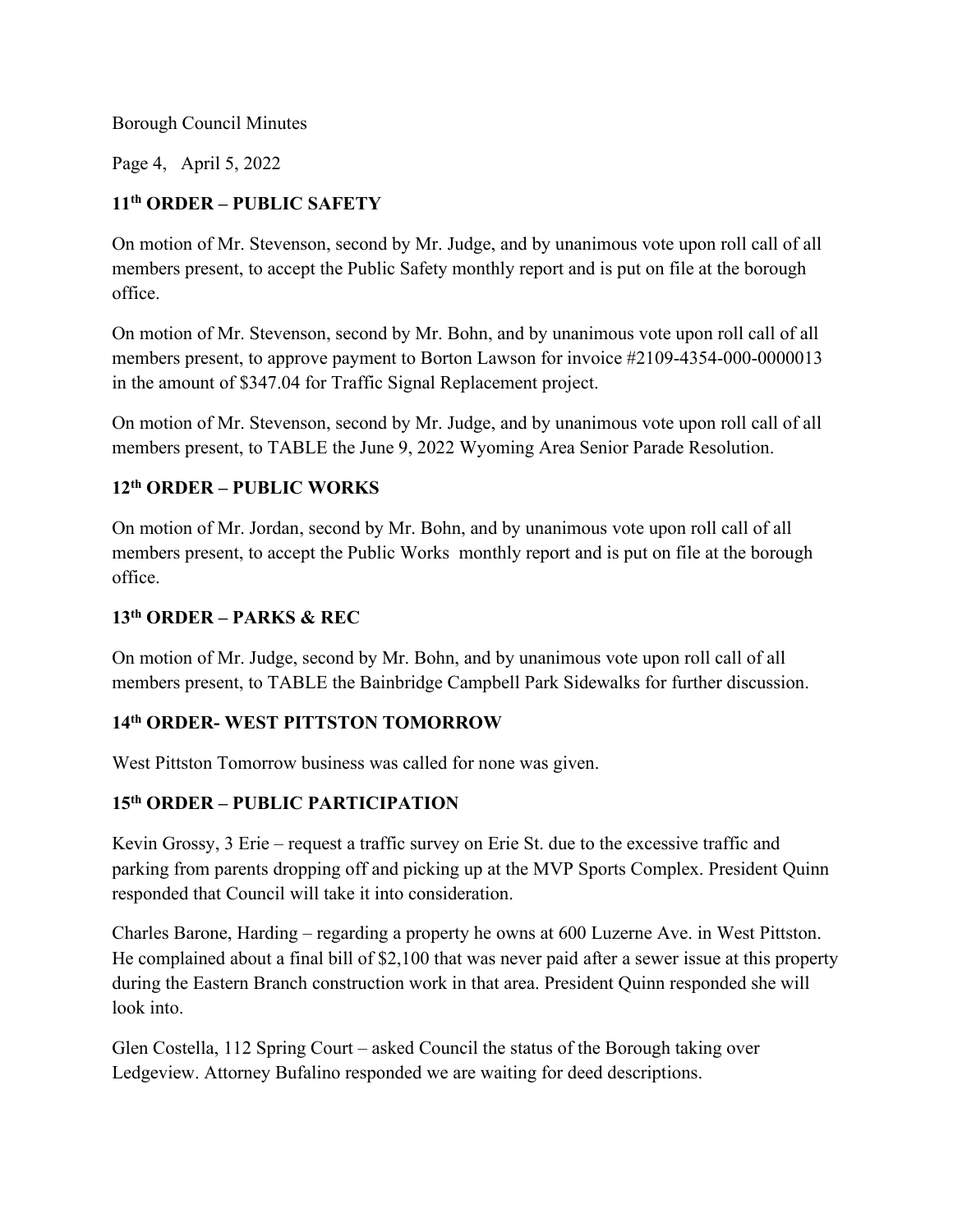Borough Council Minutes

Page 4, April 5, 2022

## 11th ORDER – PUBLIC SAFETY

On motion of Mr. Stevenson, second by Mr. Judge, and by unanimous vote upon roll call of all members present, to accept the Public Safety monthly report and is put on file at the borough office.

On motion of Mr. Stevenson, second by Mr. Bohn, and by unanimous vote upon roll call of all members present, to approve payment to Borton Lawson for invoice #2109-4354-000-0000013 in the amount of $347.04 for Traffic Signal Replacement project.

On motion of Mr. Stevenson, second by Mr. Judge, and by unanimous vote upon roll call of all members present, to TABLE the June 9, 2022 Wyoming Area Senior Parade Resolution.

## 12th ORDER – PUBLIC WORKS

On motion of Mr. Jordan, second by Mr. Bohn, and by unanimous vote upon roll call of all members present, to accept the Public Works monthly report and is put on file at the borough office.

## 13th ORDER – PARKS & REC

On motion of Mr. Judge, second by Mr. Bohn, and by unanimous vote upon roll call of all members present, to TABLE the Bainbridge Campbell Park Sidewalks for further discussion.

## 14th ORDER- WEST PITTSTON TOMORROW

West Pittston Tomorrow business was called for none was given.

## 15th ORDER – PUBLIC PARTICIPATION

Kevin Grossy, 3 Erie – request a traffic survey on Erie St. due to the excessive traffic and parking from parents dropping off and picking up at the MVP Sports Complex. President Quinn responded that Council will take it into consideration.

Charles Barone, Harding – regarding a property he owns at 600 Luzerne Ave. in West Pittston. He complained about a final bill of $2,100 that was never paid after a sewer issue at this property during the Eastern Branch construction work in that area. President Quinn responded she will look into.

Glen Costella, 112 Spring Court – asked Council the status of the Borough taking over Ledgeview. Attorney Bufalino responded we are waiting for deed descriptions.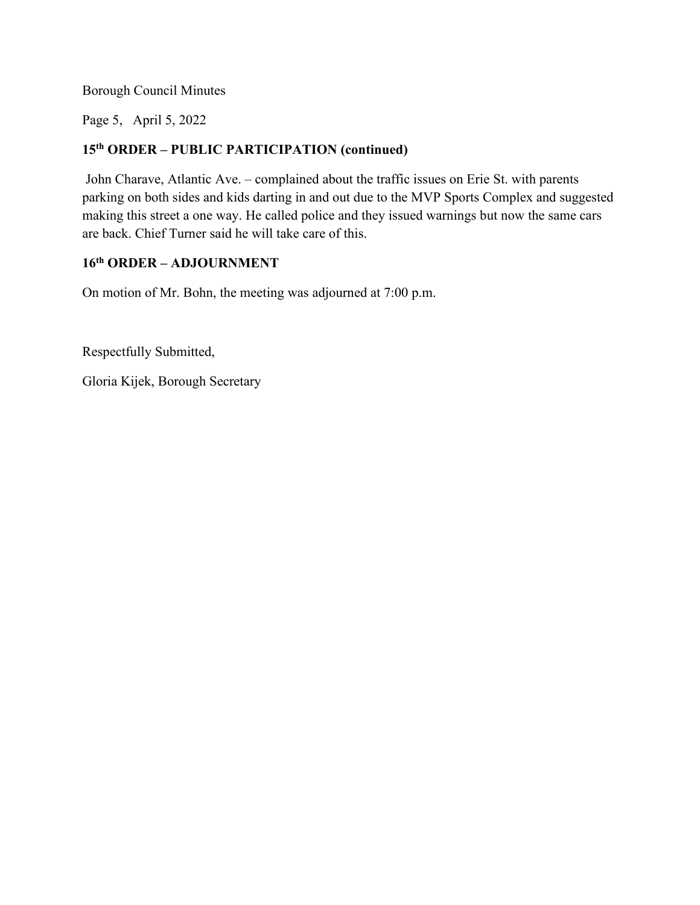## 15th ORDER – PUBLIC PARTICIPATION (continued)

John Charave, Atlantic Ave. – complained about the traffic issues on Erie St. with parents parking on both sides and kids darting in and out due to the MVP Sports Complex and suggested making this street a one way. He called police and they issued warnings but now the same cars are back. Chief Turner said he will take care of this.

## 16th ORDER – ADJOURNMENT

On motion of Mr. Bohn, the meeting was adjourned at 7:00 p.m.

Respectfully Submitted,

Gloria Kijek, Borough Secretary